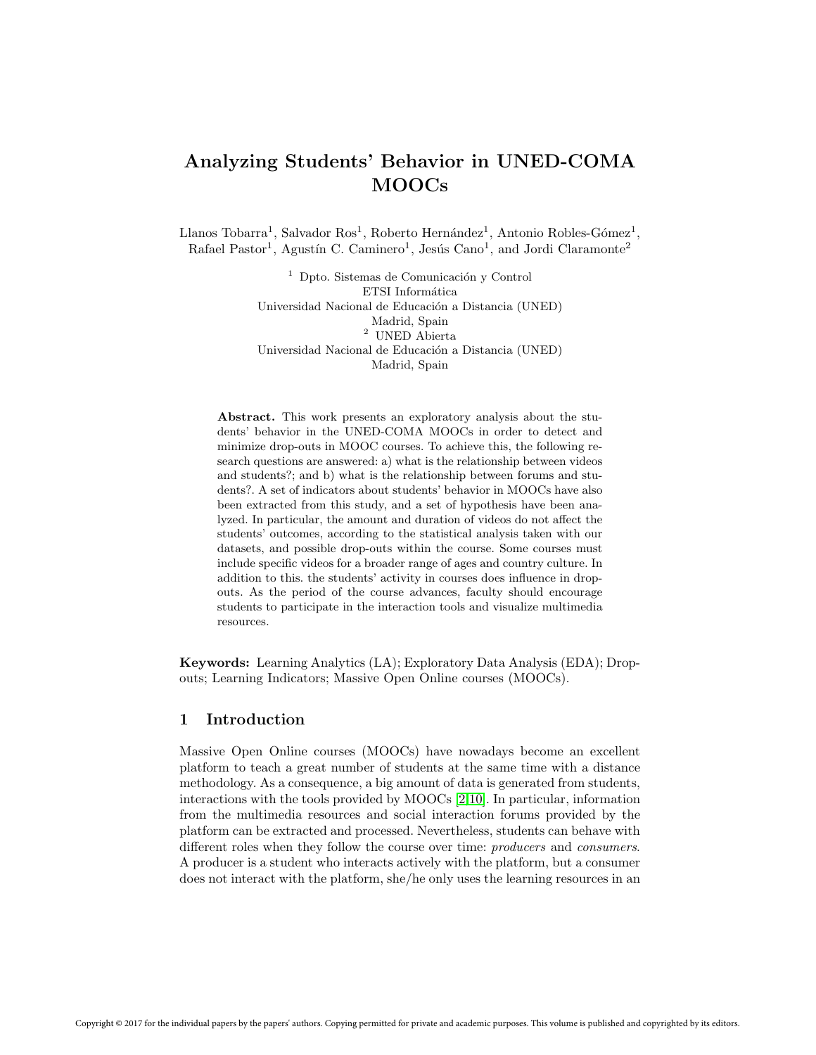# Analyzing Students' Behavior in UNED-COMA MOOCs

Llanos Tobarra[1], Salvador Ros[1], Roberto Hernández[1], Antonio Robles-Gómez[1], Rafael Pastor[1], Agustín C. Caminero[1], Jesús Cano[1], and Jordi Claramonte[2]

[1] Dpto. Sistemas de Comunicación y Control
ETSI Informática
Universidad Nacional de Educación a Distancia (UNED)
Madrid, Spain

[2] UNED Abierta
Universidad Nacional de Educación a Distancia (UNED)
Madrid, Spain

**Abstract.** This work presents an exploratory analysis about the students' behavior in the UNED-COMA MOOCs in order to detect and minimize drop-outs in MOOC courses. To achieve this, the following research questions are answered: a) what is the relationship between videos and students?; and b) what is the relationship between forums and students?. A set of indicators about students' behavior in MOOCs have also been extracted from this study, and a set of hypothesis have been analyzed. In particular, the amount and duration of videos do not affect the students' outcomes, according to the statistical analysis taken with our datasets, and possible drop-outs within the course. Some courses must include specific videos for a broader range of ages and country culture. In addition to this. the students' activity in courses does influence in drop-outs. As the period of the course advances, faculty should encourage students to participate in the interaction tools and visualize multimedia resources.

**Keywords:** Learning Analytics (LA); Exploratory Data Analysis (EDA); Drop-outs; Learning Indicators; Massive Open Online courses (MOOCs).

## 1 Introduction

Massive Open Online courses (MOOCs) have nowadays become an excellent platform to teach a great number of students at the same time with a distance methodology. As a consequence, a big amount of data is generated from students, interactions with the tools provided by MOOCs [2,10]. In particular, information from the multimedia resources and social interaction forums provided by the platform can be extracted and processed. Nevertheless, students can behave with different roles when they follow the course over time: *producers* and *consumers*. A producer is a student who interacts actively with the platform, but a consumer does not interact with the platform, she/he only uses the learning resources in an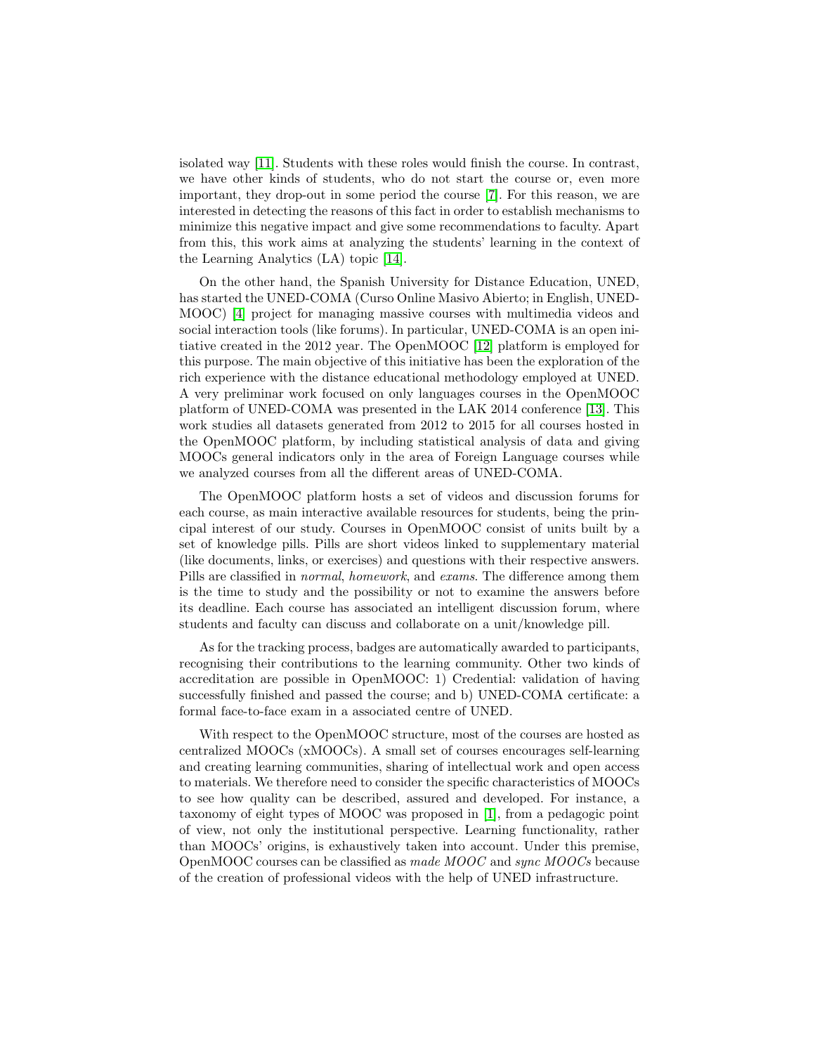isolated way [11]. Students with these roles would finish the course. In contrast, we have other kinds of students, who do not start the course or, even more important, they drop-out in some period the course [7]. For this reason, we are interested in detecting the reasons of this fact in order to establish mechanisms to minimize this negative impact and give some recommendations to faculty. Apart from this, this work aims at analyzing the students' learning in the context of the Learning Analytics (LA) topic [14].

On the other hand, the Spanish University for Distance Education, UNED, has started the UNED-COMA (Curso Online Masivo Abierto; in English, UNED-MOOC) [4] project for managing massive courses with multimedia videos and social interaction tools (like forums). In particular, UNED-COMA is an open initiative created in the 2012 year. The OpenMOOC [12] platform is employed for this purpose. The main objective of this initiative has been the exploration of the rich experience with the distance educational methodology employed at UNED. A very preliminar work focused on only languages courses in the OpenMOOC platform of UNED-COMA was presented in the LAK 2014 conference [13]. This work studies all datasets generated from 2012 to 2015 for all courses hosted in the OpenMOOC platform, by including statistical analysis of data and giving MOOCs general indicators only in the area of Foreign Language courses while we analyzed courses from all the different areas of UNED-COMA.

The OpenMOOC platform hosts a set of videos and discussion forums for each course, as main interactive available resources for students, being the principal interest of our study. Courses in OpenMOOC consist of units built by a set of knowledge pills. Pills are short videos linked to supplementary material (like documents, links, or exercises) and questions with their respective answers. Pills are classified in *normal*, *homework*, and *exams*. The difference among them is the time to study and the possibility or not to examine the answers before its deadline. Each course has associated an intelligent discussion forum, where students and faculty can discuss and collaborate on a unit/knowledge pill.

As for the tracking process, badges are automatically awarded to participants, recognising their contributions to the learning community. Other two kinds of accreditation are possible in OpenMOOC: 1) Credential: validation of having successfully finished and passed the course; and b) UNED-COMA certificate: a formal face-to-face exam in a associated centre of UNED.

With respect to the OpenMOOC structure, most of the courses are hosted as centralized MOOCs (xMOOCs). A small set of courses encourages self-learning and creating learning communities, sharing of intellectual work and open access to materials. We therefore need to consider the specific characteristics of MOOCs to see how quality can be described, assured and developed. For instance, a taxonomy of eight types of MOOC was proposed in [1], from a pedagogic point of view, not only the institutional perspective. Learning functionality, rather than MOOCs' origins, is exhaustively taken into account. Under this premise, OpenMOOC courses can be classified as *made MOOC* and *sync MOOCs* because of the creation of professional videos with the help of UNED infrastructure.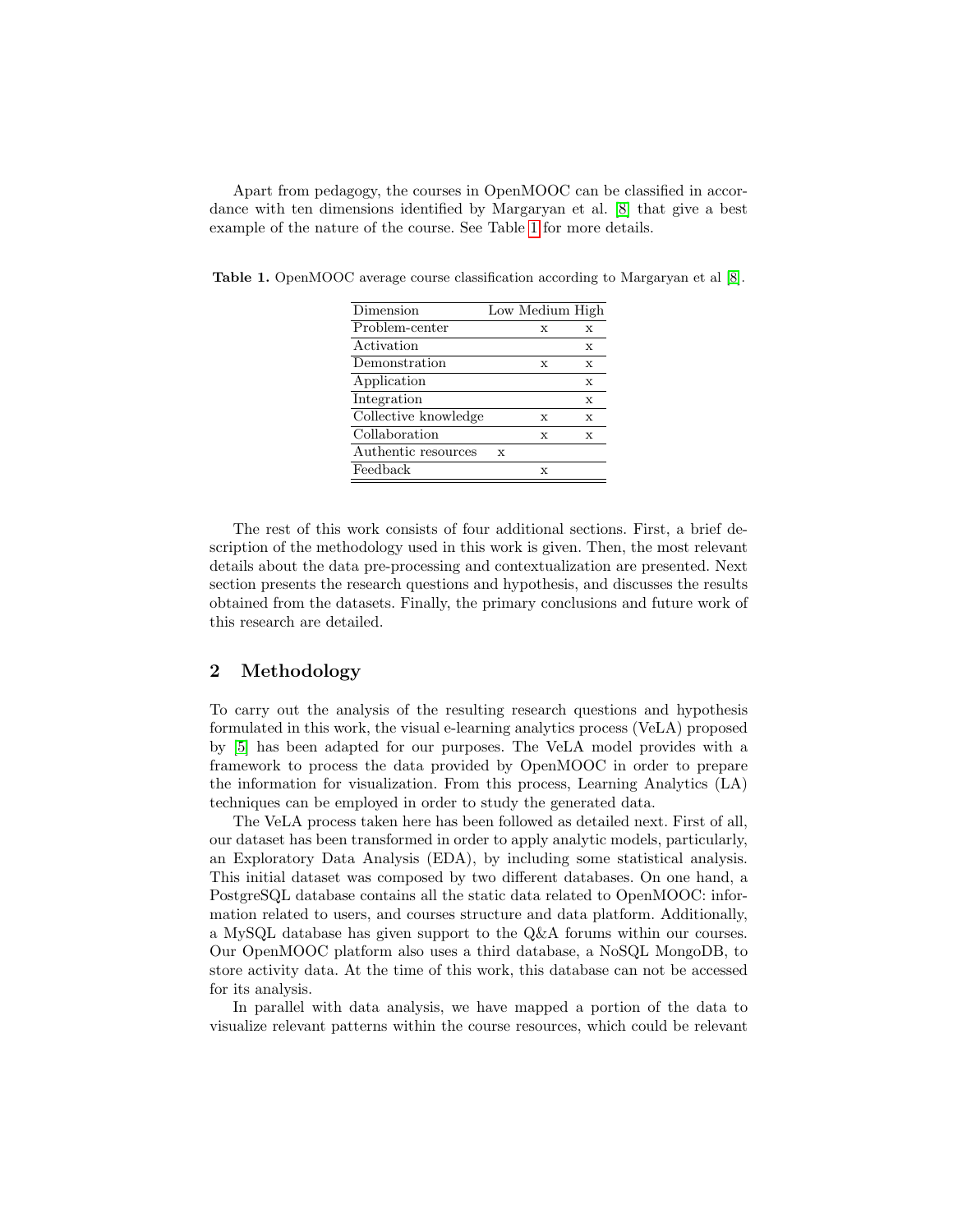Apart from pedagogy, the courses in OpenMOOC can be classified in accordance with ten dimensions identified by Margaryan et al. [8] that give a best example of the nature of the course. See Table 1 for more details.

**Table 1.** OpenMOOC average course classification according to Margaryan et al [8].

| Dimension | Low | Medium | High |
|---|---|---|---|
| Problem-center | | x | x |
| Activation | | | x |
| Demonstration | | x | x |
| Application | | | x |
| Integration | | | x |
| Collective knowledge | | x | x |
| Collaboration | | x | x |
| Authentic resources | x | | |
| Feedback | | x | |

The rest of this work consists of four additional sections. First, a brief description of the methodology used in this work is given. Then, the most relevant details about the data pre-processing and contextualization are presented. Next section presents the research questions and hypothesis, and discusses the results obtained from the datasets. Finally, the primary conclusions and future work of this research are detailed.

## 2 Methodology

To carry out the analysis of the resulting research questions and hypothesis formulated in this work, the visual e-learning analytics process (VeLA) proposed by [5] has been adapted for our purposes. The VeLA model provides with a framework to process the data provided by OpenMOOC in order to prepare the information for visualization. From this process, Learning Analytics (LA) techniques can be employed in order to study the generated data.

The VeLA process taken here has been followed as detailed next. First of all, our dataset has been transformed in order to apply analytic models, particularly, an Exploratory Data Analysis (EDA), by including some statistical analysis. This initial dataset was composed by two different databases. On one hand, a PostgreSQL database contains all the static data related to OpenMOOC: information related to users, and courses structure and data platform. Additionally, a MySQL database has given support to the Q&A forums within our courses. Our OpenMOOC platform also uses a third database, a NoSQL MongoDB, to store activity data. At the time of this work, this database can not be accessed for its analysis.

In parallel with data analysis, we have mapped a portion of the data to visualize relevant patterns within the course resources, which could be relevant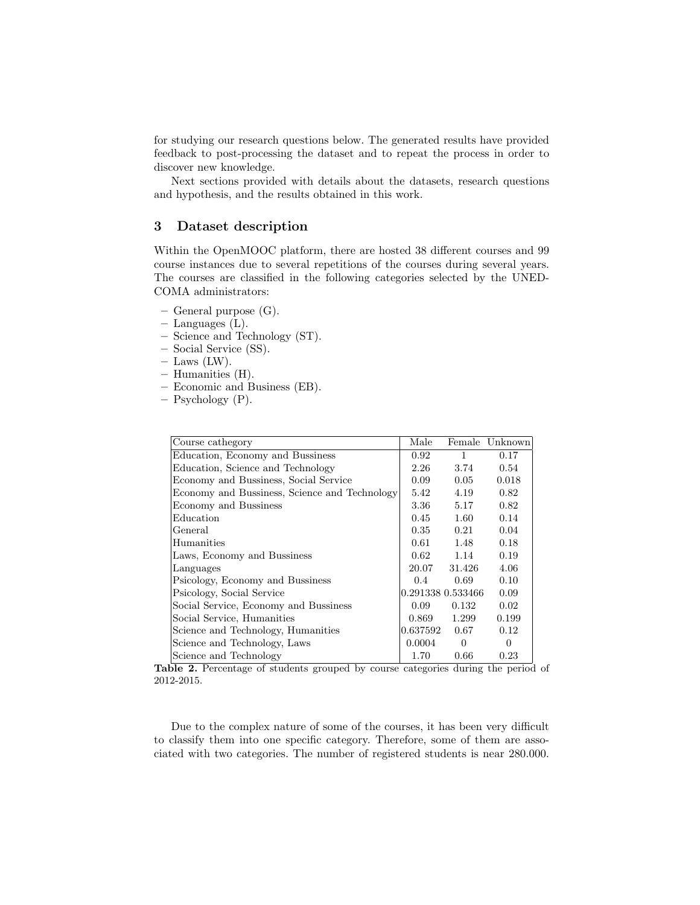for studying our research questions below. The generated results have provided feedback to post-processing the dataset and to repeat the process in order to discover new knowledge.

Next sections provided with details about the datasets, research questions and hypothesis, and the results obtained in this work.

## 3 Dataset description

Within the OpenMOOC platform, there are hosted 38 different courses and 99 course instances due to several repetitions of the courses during several years. The courses are classified in the following categories selected by the UNED-COMA administrators:

- General purpose (G).
- Languages (L).
- Science and Technology (ST).
- Social Service (SS).
- Laws (LW).
- Humanities (H).
- Economic and Business (EB).
- Psychology (P).

| Course cathegory | Male | Female | Unknown |
|---|---|---|---|
| Education, Economy and Bussiness | 0.92 | 1 | 0.17 |
| Education, Science and Technology | 2.26 | 3.74 | 0.54 |
| Economy and Bussiness, Social Service | 0.09 | 0.05 | 0.018 |
| Economy and Bussiness, Science and Technology | 5.42 | 4.19 | 0.82 |
| Economy and Bussiness | 3.36 | 5.17 | 0.82 |
| Education | 0.45 | 1.60 | 0.14 |
| General | 0.35 | 0.21 | 0.04 |
| Humanities | 0.61 | 1.48 | 0.18 |
| Laws, Economy and Bussiness | 0.62 | 1.14 | 0.19 |
| Languages | 20.07 | 31.426 | 4.06 |
| Psicology, Economy and Bussiness | 0.4 | 0.69 | 0.10 |
| Psicology, Social Service | 0.291338 | 0.533466 | 0.09 |
| Social Service, Economy and Bussiness | 0.09 | 0.132 | 0.02 |
| Social Service, Humanities | 0.869 | 1.299 | 0.199 |
| Science and Technology, Humanities | 0.637592 | 0.67 | 0.12 |
| Science and Technology, Laws | 0.0004 | 0 | 0 |
| Science and Technology | 1.70 | 0.66 | 0.23 |

**Table 2.** Percentage of students grouped by course categories during the period of 2012-2015.

Due to the complex nature of some of the courses, it has been very difficult to classify them into one specific category. Therefore, some of them are associated with two categories. The number of registered students is near 280.000.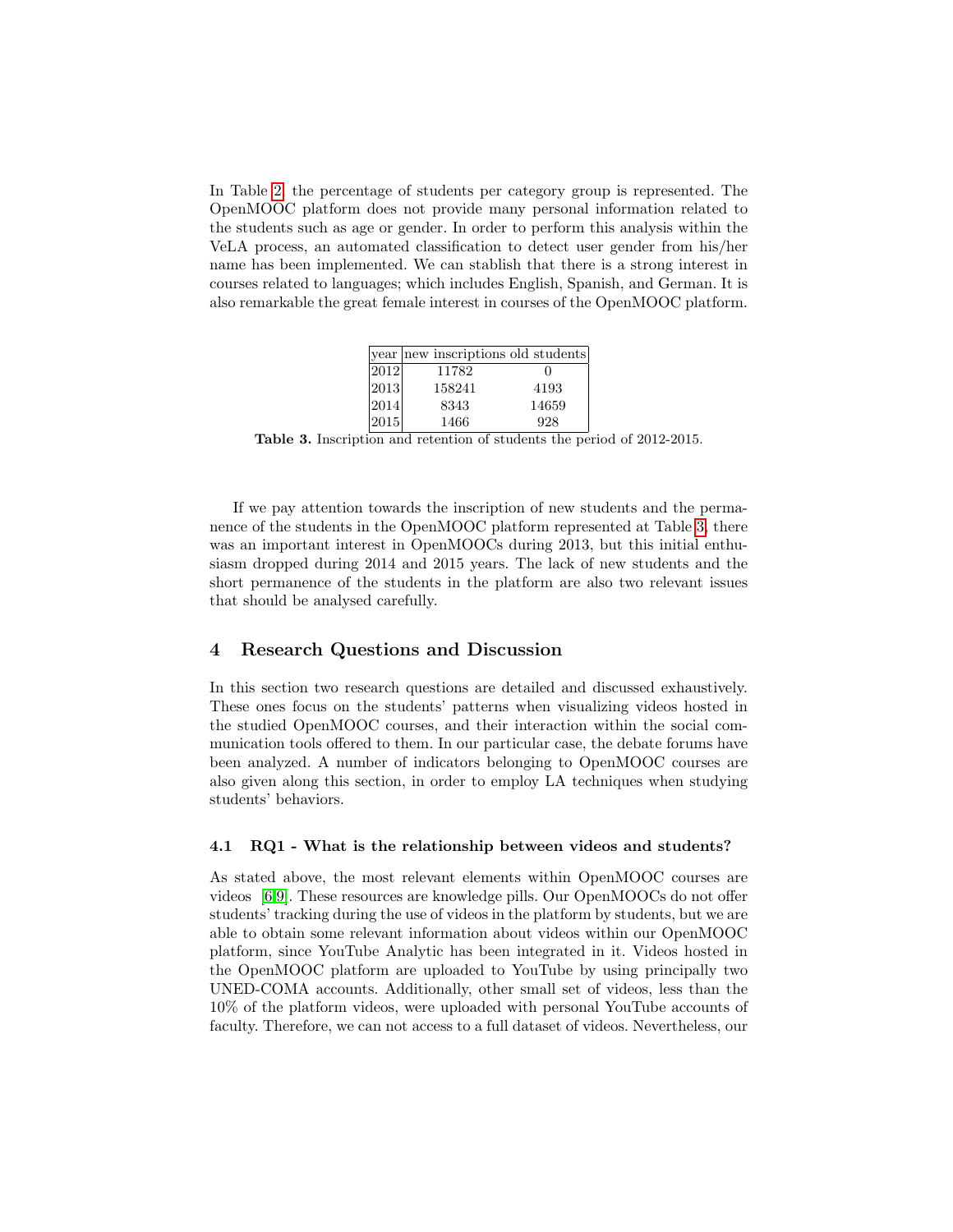In Table 2, the percentage of students per category group is represented. The OpenMOOC platform does not provide many personal information related to the students such as age or gender. In order to perform this analysis within the VeLA process, an automated classification to detect user gender from his/her name has been implemented. We can stablish that there is a strong interest in courses related to languages; which includes English, Spanish, and German. It is also remarkable the great female interest in courses of the OpenMOOC platform.

| year | new inscriptions | old students |
|---|---|---|
| 2012 | 11782 | 0 |
| 2013 | 158241 | 4193 |
| 2014 | 8343 | 14659 |
| 2015 | 1466 | 928 |

**Table 3.** Inscription and retention of students the period of 2012-2015.

If we pay attention towards the inscription of new students and the permanence of the students in the OpenMOOC platform represented at Table 3, there was an important interest in OpenMOOCs during 2013, but this initial enthusiasm dropped during 2014 and 2015 years. The lack of new students and the short permanence of the students in the platform are also two relevant issues that should be analysed carefully.

## 4 Research Questions and Discussion

In this section two research questions are detailed and discussed exhaustively. These ones focus on the students' patterns when visualizing videos hosted in the studied OpenMOOC courses, and their interaction within the social communication tools offered to them. In our particular case, the debate forums have been analyzed. A number of indicators belonging to OpenMOOC courses are also given along this section, in order to employ LA techniques when studying students' behaviors.

### 4.1 RQ1 - What is the relationship between videos and students?

As stated above, the most relevant elements within OpenMOOC courses are videos [6,9]. These resources are knowledge pills. Our OpenMOOCs do not offer students' tracking during the use of videos in the platform by students, but we are able to obtain some relevant information about videos within our OpenMOOC platform, since YouTube Analytic has been integrated in it. Videos hosted in the OpenMOOC platform are uploaded to YouTube by using principally two UNED-COMA accounts. Additionally, other small set of videos, less than the 10% of the platform videos, were uploaded with personal YouTube accounts of faculty. Therefore, we can not access to a full dataset of videos. Nevertheless, our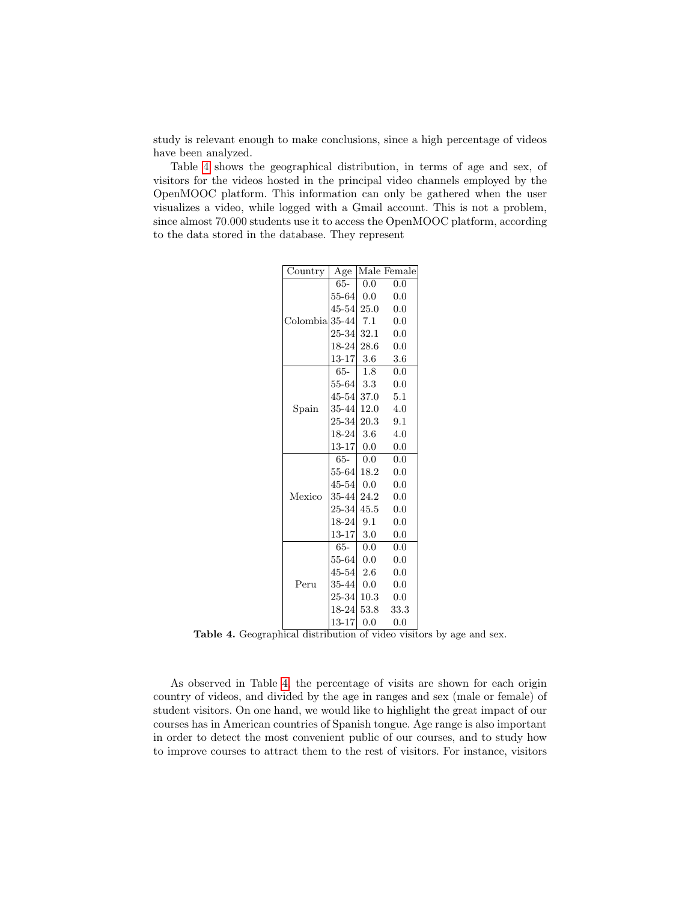study is relevant enough to make conclusions, since a high percentage of videos have been analyzed.

Table 4 shows the geographical distribution, in terms of age and sex, of visitors for the videos hosted in the principal video channels employed by the OpenMOOC platform. This information can only be gathered when the user visualizes a video, while logged with a Gmail account. This is not a problem, since almost 70.000 students use it to access the OpenMOOC platform, according to the data stored in the database. They represent

| Country | Age | Male | Female |
|---|---|---|---|
| Colombia | 65- | 0.0 | 0.0 |
| | 55-64 | 0.0 | 0.0 |
| | 45-54 | 25.0 | 0.0 |
| | 35-44 | 7.1 | 0.0 |
| | 25-34 | 32.1 | 0.0 |
| | 18-24 | 28.6 | 0.0 |
| | 13-17 | 3.6 | 3.6 |
| Spain | 65- | 1.8 | 0.0 |
| | 55-64 | 3.3 | 0.0 |
| | 45-54 | 37.0 | 5.1 |
| | 35-44 | 12.0 | 4.0 |
| | 25-34 | 20.3 | 9.1 |
| | 18-24 | 3.6 | 4.0 |
| | 13-17 | 0.0 | 0.0 |
| Mexico | 65- | 0.0 | 0.0 |
| | 55-64 | 18.2 | 0.0 |
| | 45-54 | 0.0 | 0.0 |
| | 35-44 | 24.2 | 0.0 |
| | 25-34 | 45.5 | 0.0 |
| | 18-24 | 9.1 | 0.0 |
| | 13-17 | 3.0 | 0.0 |
| Peru | 65- | 0.0 | 0.0 |
| | 55-64 | 0.0 | 0.0 |
| | 45-54 | 2.6 | 0.0 |
| | 35-44 | 0.0 | 0.0 |
| | 25-34 | 10.3 | 0.0 |
| | 18-24 | 53.8 | 33.3 |
| | 13-17 | 0.0 | 0.0 |

**Table 4.** Geographical distribution of video visitors by age and sex.

As observed in Table 4, the percentage of visits are shown for each origin country of videos, and divided by the age in ranges and sex (male or female) of student visitors. On one hand, we would like to highlight the great impact of our courses has in American countries of Spanish tongue. Age range is also important in order to detect the most convenient public of our courses, and to study how to improve courses to attract them to the rest of visitors. For instance, visitors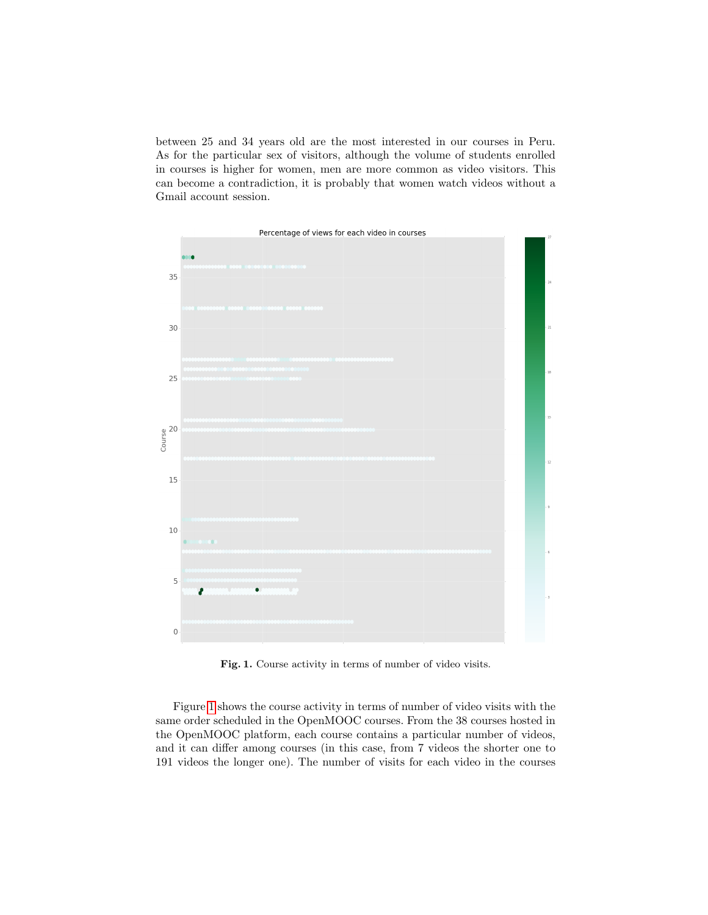between 25 and 34 years old are the most interested in our courses in Peru. As for the particular sex of visitors, although the volume of students enrolled in courses is higher for women, men are more common as video visitors. This can become a contradiction, it is probably that women watch videos without a Gmail account session.

**Fig. 1.** Course activity in terms of number of video visits.

Figure 1 shows the course activity in terms of number of video visits with the same order scheduled in the OpenMOOC courses. From the 38 courses hosted in the OpenMOOC platform, each course contains a particular number of videos, and it can differ among courses (in this case, from 7 videos the shorter one to 191 videos the longer one). The number of visits for each video in the courses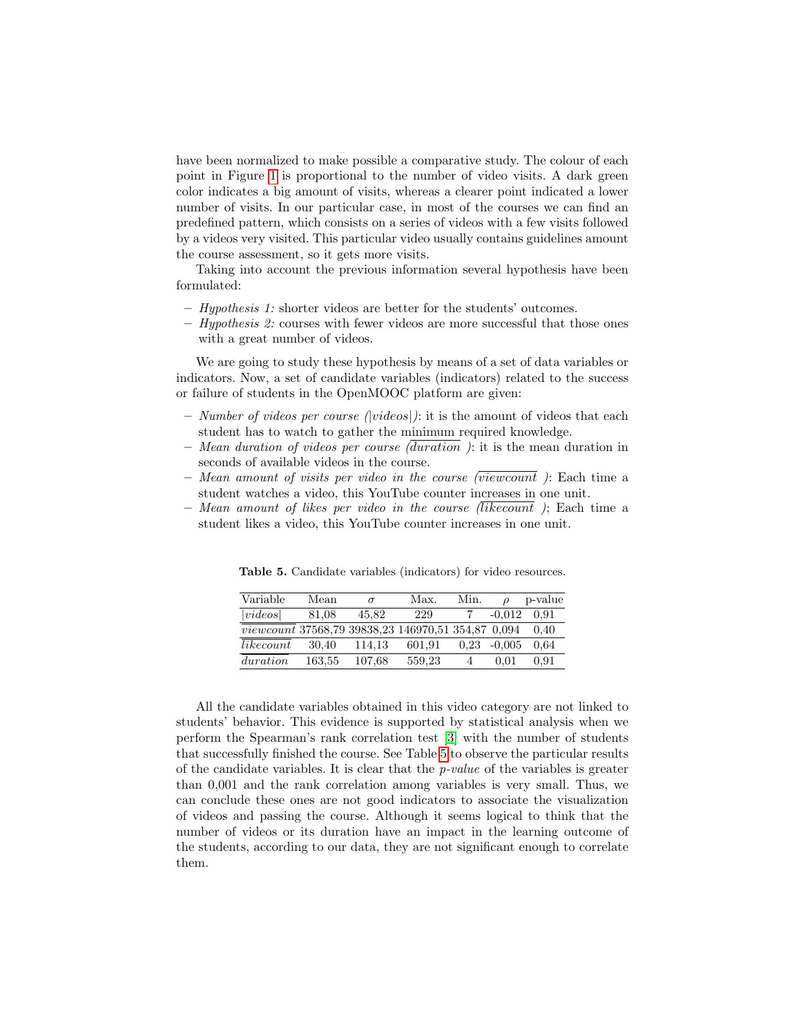have been normalized to make possible a comparative study. The colour of each point in Figure 1 is proportional to the number of video visits. A dark green color indicates a big amount of visits, whereas a clearer point indicated a lower number of visits. In our particular case, in most of the courses we can find an predefined pattern, which consists on a series of videos with a few visits followed by a videos very visited. This particular video usually contains guidelines amount the course assessment, so it gets more visits.

Taking into account the previous information several hypothesis have been formulated:

- *Hypothesis 1:* shorter videos are better for the students' outcomes.
- *Hypothesis 2:* courses with fewer videos are more successful that those ones with a great number of videos.

We are going to study these hypothesis by means of a set of data variables or indicators. Now, a set of candidate variables (indicators) related to the success or failure of students in the OpenMOOC platform are given:

- *Number of videos per course* ($|videos|$): it is the amount of videos that each student has to watch to gather the minimum required knowledge.
- *Mean duration of videos per course* ($\overline{duration}$): it is the mean duration in seconds of available videos in the course.
- *Mean amount of visits per video in the course* ($\overline{viewcount}$): Each time a student watches a video, this YouTube counter increases in one unit.
- *Mean amount of likes per video in the course* ($\overline{likecount}$); Each time a student likes a video, this YouTube counter increases in one unit.

**Table 5.** Candidate variables (indicators) for video resources.

| Variable | Mean | $\sigma$ | Max. | Min. | $\rho$ | p-value |
|---|---|---|---|---|---|---|
| $\|videos\|$ | 81,08 | 45,82 | 229 | 7 | -0,012 | 0,91 |
| $\overline{viewcount}$ | 37568,79 | 39838,23 | 146970,51 | 354,87 | 0,094 | 0,40 |
| $\overline{likecount}$ | 30,40 | 114,13 | 601,91 | 0,23 | -0,005 | 0,64 |
| $\overline{duration}$ | 163,55 | 107,68 | 559,23 | 4 | 0,01 | 0,91 |

All the candidate variables obtained in this video category are not linked to students' behavior. This evidence is supported by statistical analysis when we perform the Spearman's rank correlation test [3] with the number of students that successfully finished the course. See Table 5 to observe the particular results of the candidate variables. It is clear that the *p-value* of the variables is greater than 0,001 and the rank correlation among variables is very small. Thus, we can conclude these ones are not good indicators to associate the visualization of videos and passing the course. Although it seems logical to think that the number of videos or its duration have an impact in the learning outcome of the students, according to our data, they are not significant enough to correlate them.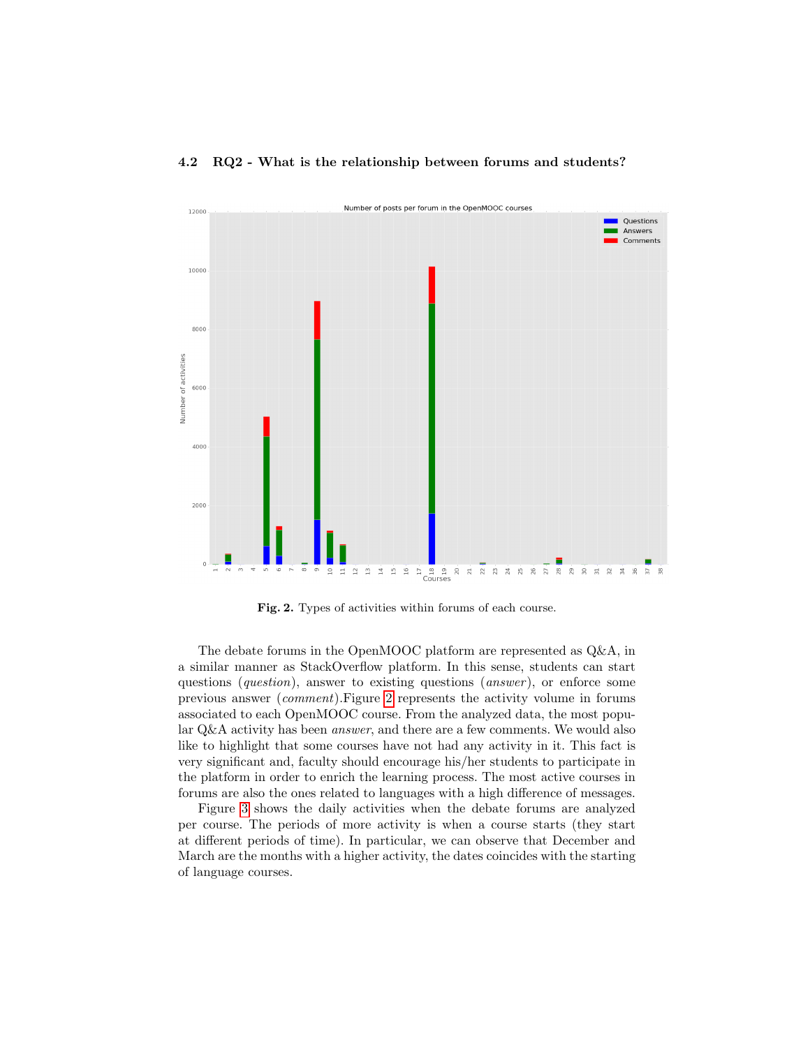### 4.2 RQ2 - What is the relationship between forums and students?

**Fig. 2.** Types of activities within forums of each course.

The debate forums in the OpenMOOC platform are represented as Q&A, in a similar manner as StackOverflow platform. In this sense, students can start questions (*question*), answer to existing questions (*answer*), or enforce some previous answer (*comment*).Figure 2 represents the activity volume in forums associated to each OpenMOOC course. From the analyzed data, the most popular Q&A activity has been *answer*, and there are a few comments. We would also like to highlight that some courses have not had any activity in it. This fact is very significant and, faculty should encourage his/her students to participate in the platform in order to enrich the learning process. The most active courses in forums are also the ones related to languages with a high difference of messages.

Figure 3 shows the daily activities when the debate forums are analyzed per course. The periods of more activity is when a course starts (they start at different periods of time). In particular, we can observe that December and March are the months with a higher activity, the dates coincides with the starting of language courses.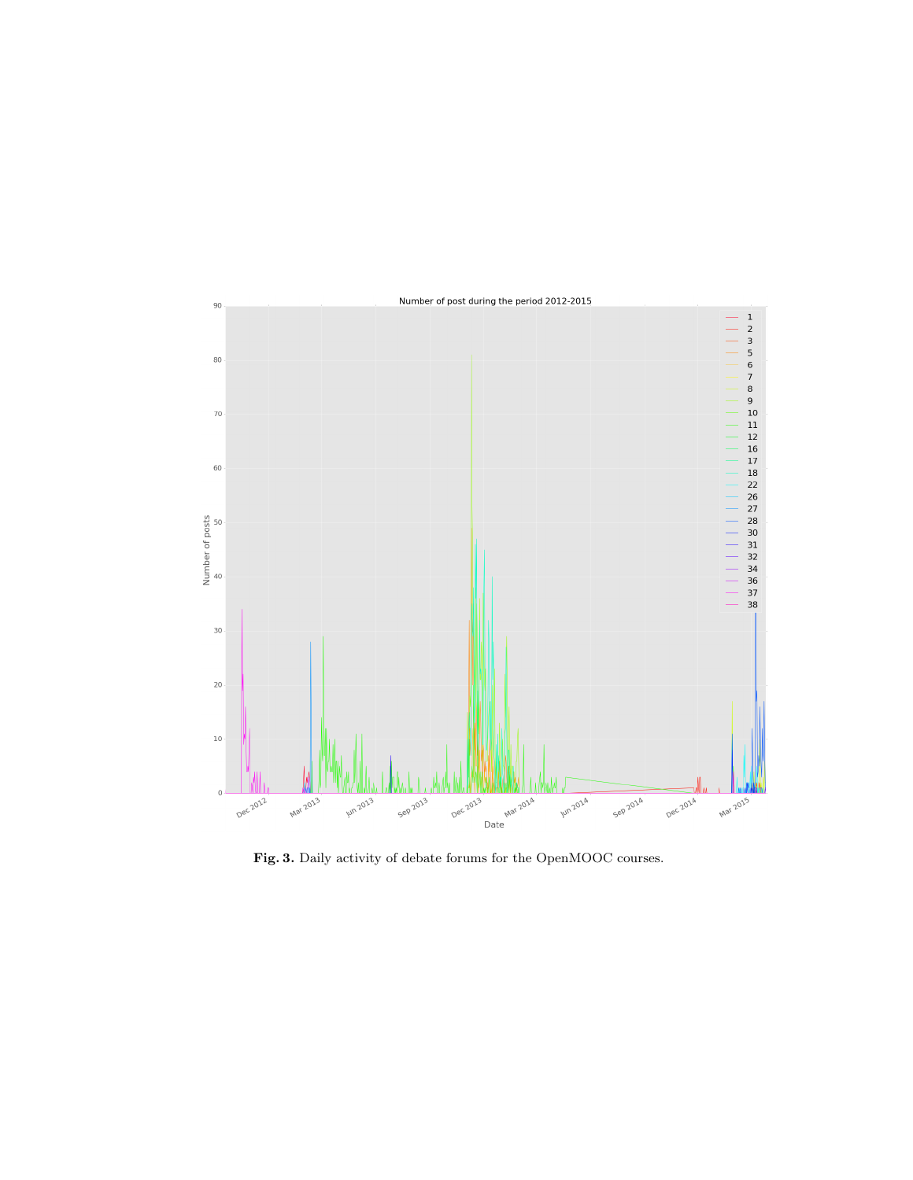**Fig. 3.** Daily activity of debate forums for the OpenMOOC courses.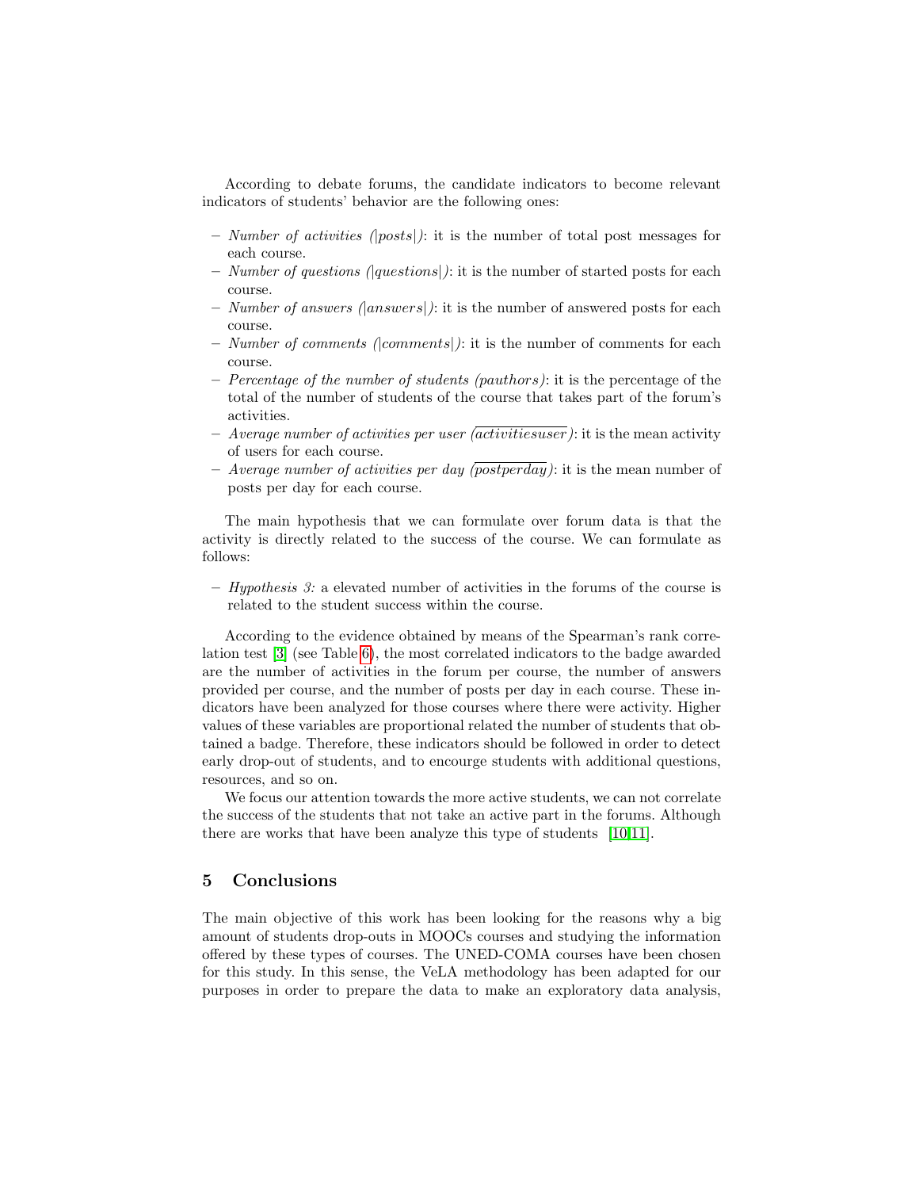According to debate forums, the candidate indicators to become relevant indicators of students' behavior are the following ones:

- *Number of activities ($|posts|$)*: it is the number of total post messages for each course.
- *Number of questions ($|questions|$)*: it is the number of started posts for each course.
- *Number of answers ($|answers|$)*: it is the number of answered posts for each course.
- *Number of comments ($|comments|$)*: it is the number of comments for each course.
- *Percentage of the number of students ($pauthors$)*: it is the percentage of the total of the number of students of the course that takes part of the forum's activities.
- *Average number of activities per user ($\overline{activitiesuser}$)*: it is the mean activity of users for each course.
- *Average number of activities per day ($\overline{postperday}$)*: it is the mean number of posts per day for each course.

The main hypothesis that we can formulate over forum data is that the activity is directly related to the success of the course. We can formulate as follows:

- *Hypothesis 3:* a elevated number of activities in the forums of the course is related to the student success within the course.

According to the evidence obtained by means of the Spearman's rank correlation test [3] (see Table 6), the most correlated indicators to the badge awarded are the number of activities in the forum per course, the number of answers provided per course, and the number of posts per day in each course. These indicators have been analyzed for those courses where there were activity. Higher values of these variables are proportional related the number of students that obtained a badge. Therefore, these indicators should be followed in order to detect early drop-out of students, and to encourge students with additional questions, resources, and so on.

We focus our attention towards the more active students, we can not correlate the success of the students that not take an active part in the forums. Although there are works that have been analyze this type of students [10,11].

## 5 Conclusions

The main objective of this work has been looking for the reasons why a big amount of students drop-outs in MOOCs courses and studying the information offered by these types of courses. The UNED-COMA courses have been chosen for this study. In this sense, the VeLA methodology has been adapted for our purposes in order to prepare the data to make an exploratory data analysis,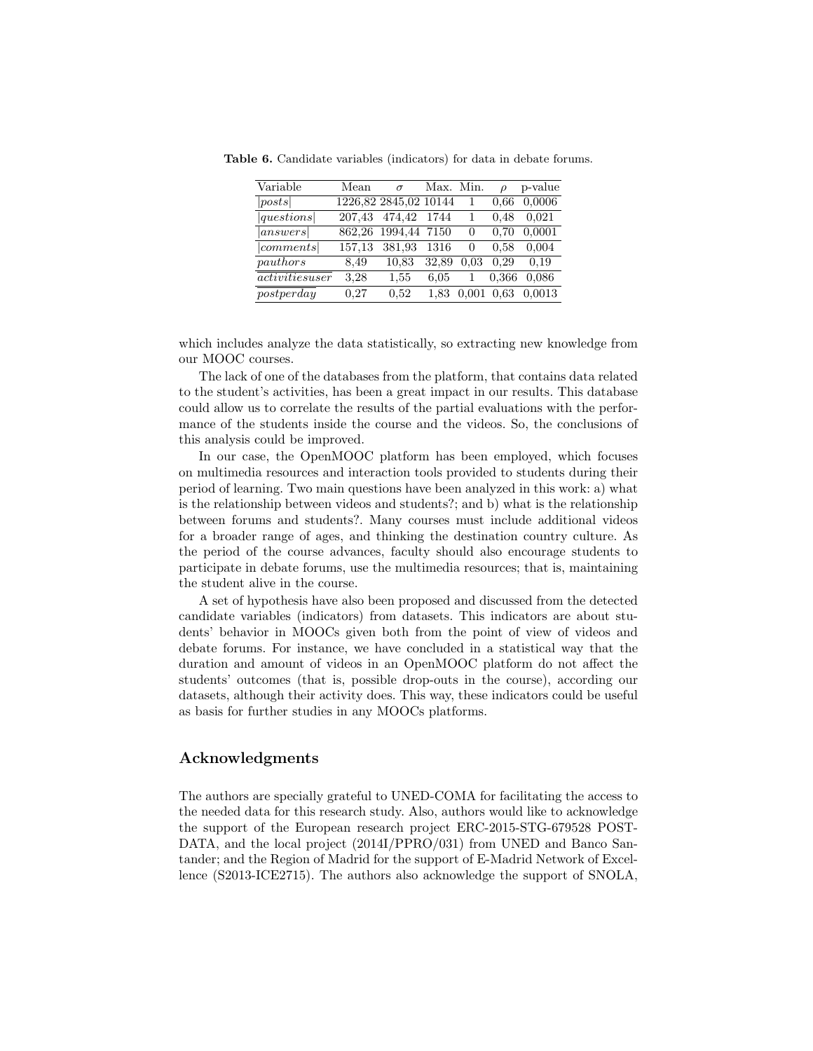**Table 6.** Candidate variables (indicators) for data in debate forums.

| Variable | Mean | $\sigma$ | Max. | Min. | $\rho$ | p-value |
|---|---|---|---|---|---|---|
| $\|posts\|$ | 1226,82 | 2845,02 | 10144 | 1 | 0,66 | 0,0006 |
| $\|questions\|$ | 207,43 | 474,42 | 1744 | 1 | 0,48 | 0,021 |
| $\|answers\|$ | 862,26 | 1994,44 | 7150 | 0 | 0,70 | 0,0001 |
| $\|comments\|$ | 157,13 | 381,93 | 1316 | 0 | 0,58 | 0,004 |
| $\overline{pauthors}$ | 8,49 | 10,83 | 32,89 | 0,03 | 0,29 | 0,19 |
| $\overline{activitiesuser}$ | 3,28 | 1,55 | 6,05 | 1 | 0,366 | 0,086 |
| $\overline{postperday}$ | 0,27 | 0,52 | 1,83 | 0,001 | 0,63 | 0,0013 |

which includes analyze the data statistically, so extracting new knowledge from our MOOC courses.

The lack of one of the databases from the platform, that contains data related to the student's activities, has been a great impact in our results. This database could allow us to correlate the results of the partial evaluations with the performance of the students inside the course and the videos. So, the conclusions of this analysis could be improved.

In our case, the OpenMOOC platform has been employed, which focuses on multimedia resources and interaction tools provided to students during their period of learning. Two main questions have been analyzed in this work: a) what is the relationship between videos and students?; and b) what is the relationship between forums and students?. Many courses must include additional videos for a broader range of ages, and thinking the destination country culture. As the period of the course advances, faculty should also encourage students to participate in debate forums, use the multimedia resources; that is, maintaining the student alive in the course.

A set of hypothesis have also been proposed and discussed from the detected candidate variables (indicators) from datasets. This indicators are about students' behavior in MOOCs given both from the point of view of videos and debate forums. For instance, we have concluded in a statistical way that the duration and amount of videos in an OpenMOOC platform do not affect the students' outcomes (that is, possible drop-outs in the course), according our datasets, although their activity does. This way, these indicators could be useful as basis for further studies in any MOOCs platforms.

## Acknowledgments

The authors are specially grateful to UNED-COMA for facilitating the access to the needed data for this research study. Also, authors would like to acknowledge the support of the European research project ERC-2015-STG-679528 POST-DATA, and the local project (2014I/PPRO/031) from UNED and Banco Santander; and the Region of Madrid for the support of E-Madrid Network of Excellence (S2013-ICE2715). The authors also acknowledge the support of SNOLA,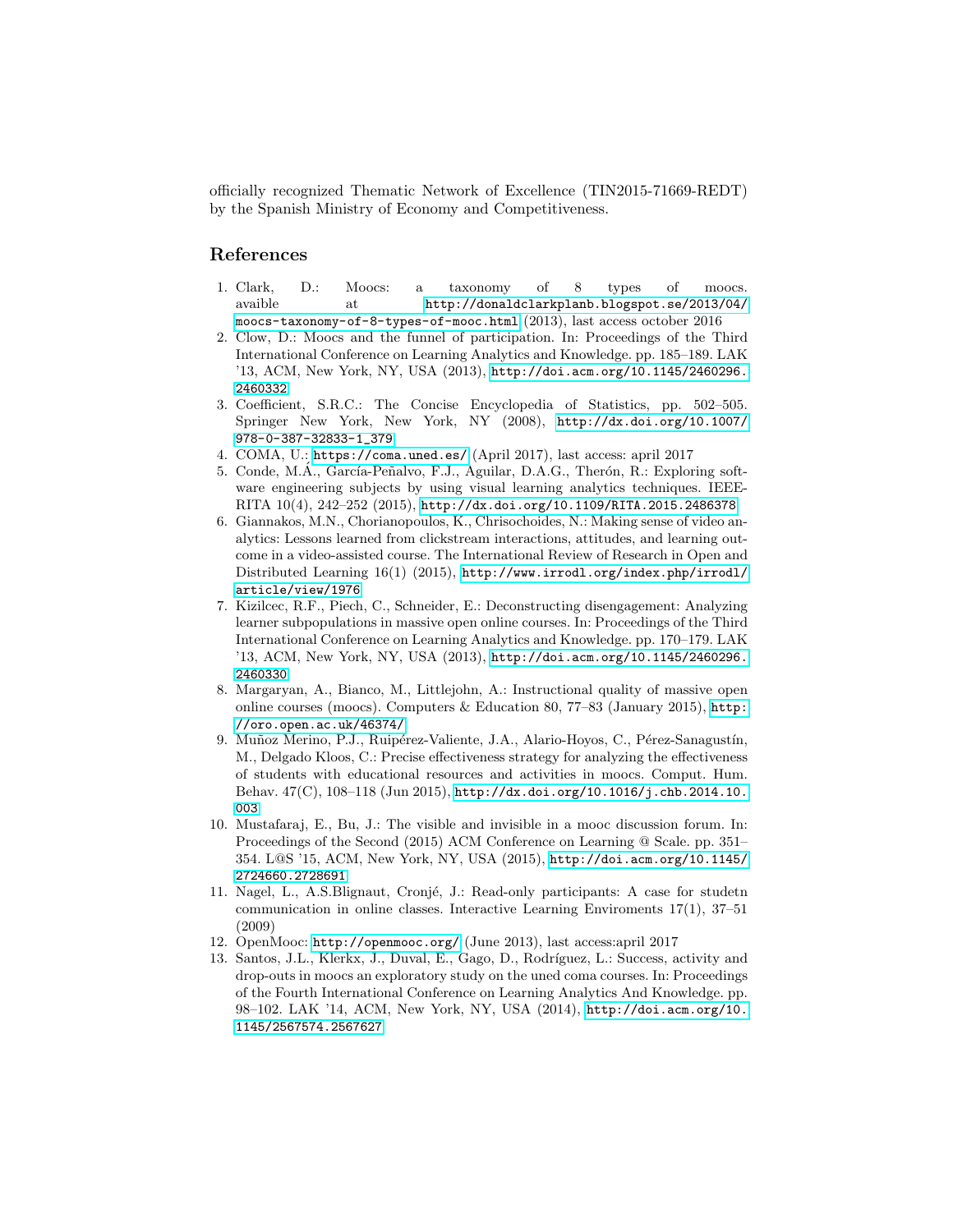officially recognized Thematic Network of Excellence (TIN2015-71669-REDT) by the Spanish Ministry of Economy and Competitiveness.

## References

1. Clark, D.: Moocs: a taxonomy of 8 types of moocs. avaible at http://donaldclarkplanb.blogspot.se/2013/04/moocs-taxonomy-of-8-types-of-mooc.html (2013), last access october 2016
2. Clow, D.: Moocs and the funnel of participation. In: Proceedings of the Third International Conference on Learning Analytics and Knowledge. pp. 185–189. LAK '13, ACM, New York, NY, USA (2013), http://doi.acm.org/10.1145/2460296.2460332
3. Coefficient, S.R.C.: The Concise Encyclopedia of Statistics, pp. 502–505. Springer New York, New York, NY (2008), http://dx.doi.org/10.1007/978-0-387-32833-1_379
4. COMA, U.: https://coma.uned.es/ (April 2017), last access: april 2017
5. Conde, M.Á., García-Peñalvo, F.J., Aguilar, D.A.G., Therón, R.: Exploring software engineering subjects by using visual learning analytics techniques. IEEE-RITA 10(4), 242–252 (2015), http://dx.doi.org/10.1109/RITA.2015.2486378
6. Giannakos, M.N., Chorianopoulos, K., Chrisochoides, N.: Making sense of video analytics: Lessons learned from clickstream interactions, attitudes, and learning outcome in a video-assisted course. The International Review of Research in Open and Distributed Learning 16(1) (2015), http://www.irrodl.org/index.php/irrodl/article/view/1976
7. Kizilcec, R.F., Piech, C., Schneider, E.: Deconstructing disengagement: Analyzing learner subpopulations in massive open online courses. In: Proceedings of the Third International Conference on Learning Analytics and Knowledge. pp. 170–179. LAK '13, ACM, New York, NY, USA (2013), http://doi.acm.org/10.1145/2460296.2460330
8. Margaryan, A., Bianco, M., Littlejohn, A.: Instructional quality of massive open online courses (moocs). Computers & Education 80, 77–83 (January 2015), http://oro.open.ac.uk/46374/
9. Muñoz Merino, P.J., Ruipérez-Valiente, J.A., Alario-Hoyos, C., Pérez-Sanagustín, M., Delgado Kloos, C.: Precise effectiveness strategy for analyzing the effectiveness of students with educational resources and activities in moocs. Comput. Hum. Behav. 47(C), 108–118 (Jun 2015), http://dx.doi.org/10.1016/j.chb.2014.10.003
10. Mustafaraj, E., Bu, J.: The visible and invisible in a mooc discussion forum. In: Proceedings of the Second (2015) ACM Conference on Learning @ Scale. pp. 351–354. L@S '15, ACM, New York, NY, USA (2015), http://doi.acm.org/10.1145/2724660.2728691
11. Nagel, L., A.S.Blignaut, Cronjé, J.: Read-only participants: A case for studetn communication in online classes. Interactive Learning Enviroments 17(1), 37–51 (2009)
12. OpenMooc: http://openmooc.org/ (June 2013), last access:april 2017
13. Santos, J.L., Klerkx, J., Duval, E., Gago, D., Rodríguez, L.: Success, activity and drop-outs in moocs an exploratory study on the uned coma courses. In: Proceedings of the Fourth International Conference on Learning Analytics And Knowledge. pp. 98–102. LAK '14, ACM, New York, NY, USA (2014), http://doi.acm.org/10.1145/2567574.2567627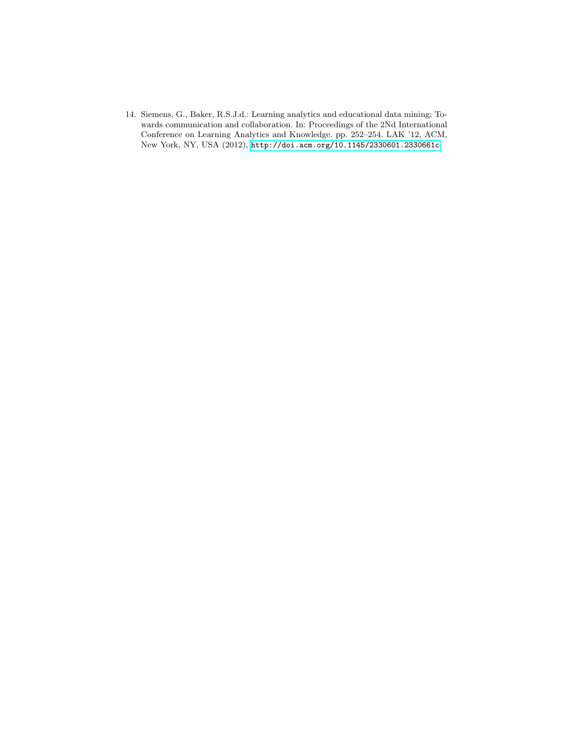14. Siemens, G., Baker, R.S.J.d.: Learning analytics and educational data mining: Towards communication and collaboration. In: Proceedings of the 2Nd International Conference on Learning Analytics and Knowledge. pp. 252–254. LAK '12, ACM, New York, NY, USA (2012), http://doi.acm.org/10.1145/2330601.2330661c